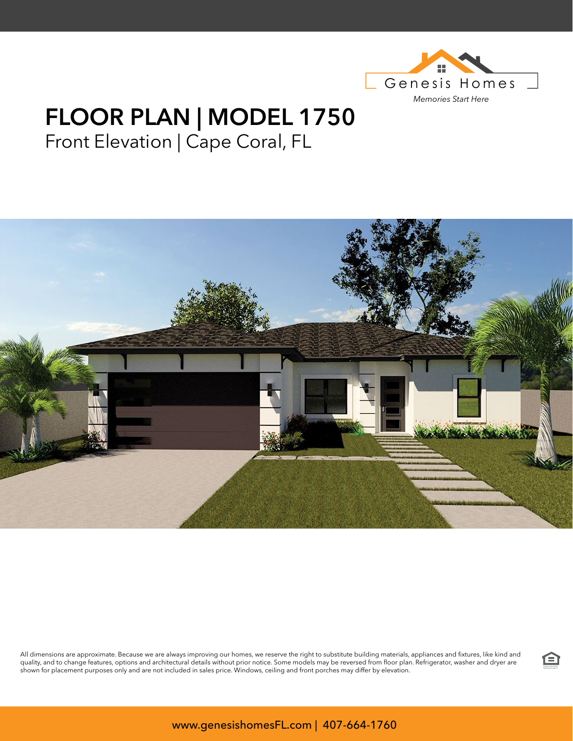Genesis Homes

*Memories Start Here*

# FLOOR PLAN | MODEL 1750

Front Elevation | Cape Coral, FL

All dimensions are approximate. Because we are always improving our homes, we reserve the right to substitute building materials, appliances and fixtures, like kind and quality, and to change features, options and architectural details without prior notice. Some models may be reversed from floor plan. Refrigerator, washer and dryer are shown for placement purposes only and are not included in sales price. Windows, ceiling and front porches may differ by elevation.

www.genesishomesFL.com | 407-664-1760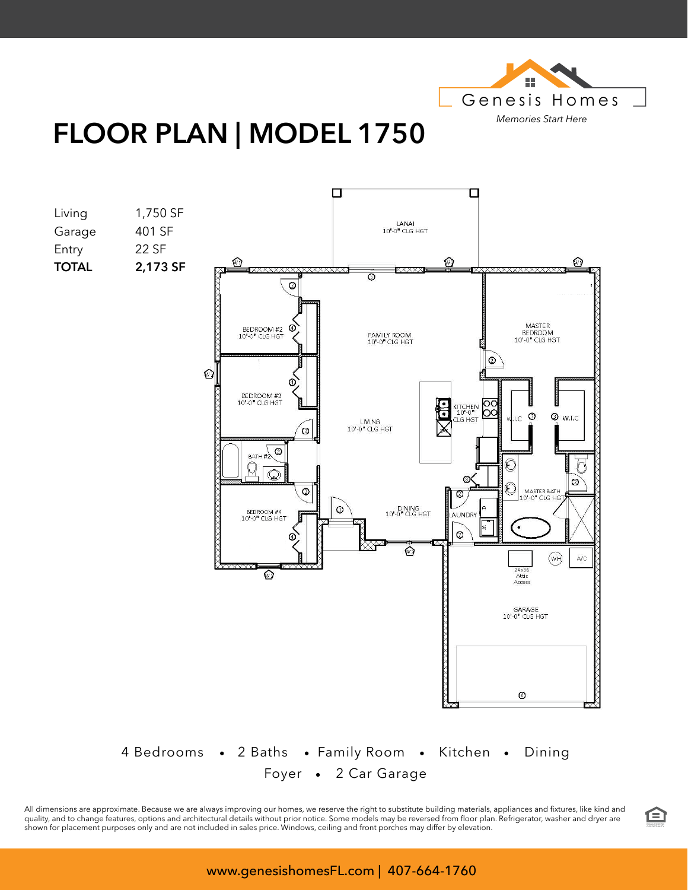Genesis Homes

*Memories Start Here*

# FLOOR PLAN | MODEL 1750

| | |
|---|---|
| Living | 1,750 SF |
| Garage | 401 SF |
| Entry | 22 SF |
| **TOTAL** | **2,173 SF** |

LANAI
10'-0" CLG HGT

BEDROOM #2
10'-0" CLG HGT

FAMILY ROOM
10'-0" CLG HGT

MASTER BEDROOM
10'-0" CLG HGT

BEDROOM #3
10'-0" CLG HGT

KITCHEN
10'-0" CLG HGT

W.I.C

W.I.C

LIVING
10'-0" CLG HGT

BATH #2

MASTER BATH
10'-0" CLG HGT

BEDROOM #4
10'-0" CLG HGT

DINING
10'-0" CLG HGT

LAUNDRY

WH

A/C

24x36
Attic
Access

GARAGE
10'-0" CLG HGT

4 Bedrooms • 2 Baths • Family Room • Kitchen • Dining
Foyer • 2 Car Garage

All dimensions are approximate. Because we are always improving our homes, we reserve the right to substitute building materials, appliances and fixtures, like kind and quality, and to change features, options and architectural details without prior notice. Some models may be reversed from floor plan. Refrigerator, washer and dryer are shown for placement purposes only and are not included in sales price. Windows, ceiling and front porches may differ by elevation.

www.genesishomesFL.com | 407-664-1760